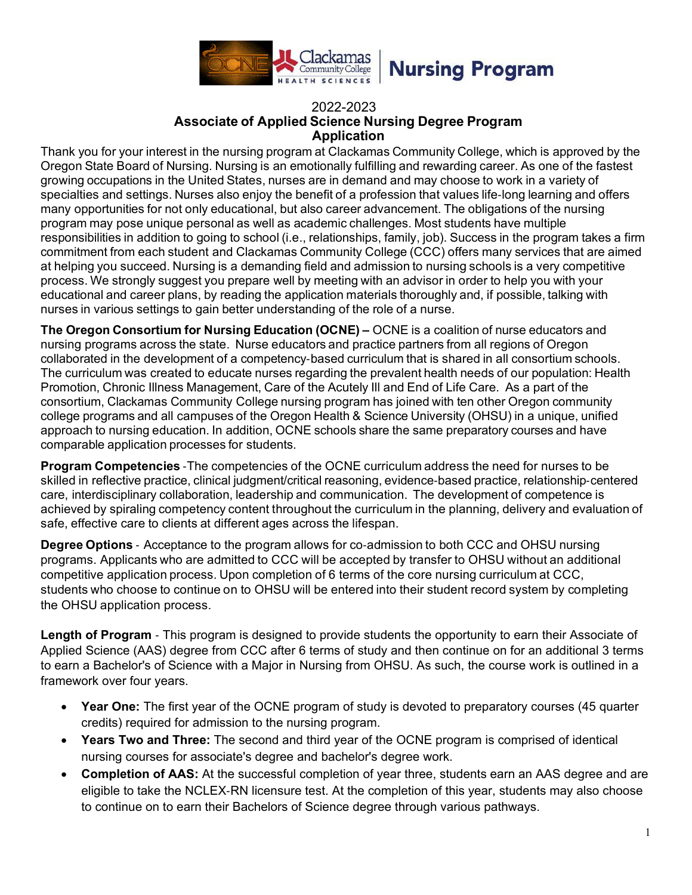# Nursing Program

2022-2023

## Associate of Applied Science Nursing Degree Program Application

Thank you for your interest in the nursing program at Clackamas Community College, which is approved by the Oregon State Board of Nursing. Nursing is an emotionally fulfilling and rewarding career. As one of the fastest growing occupations in the United States, nurses are in demand and may choose to work in a variety of specialties and settings. Nurses also enjoy the benefit of a profession that values life-long learning and offers many opportunities for not only educational, but also career advancement. The obligations of the nursing program may pose unique personal as well as academic challenges. Most students have multiple responsibilities in addition to going to school (i.e., relationships, family, job). Success in the program takes a firm commitment from each student and Clackamas Community College (CCC) offers many services that are aimed at helping you succeed. Nursing is a demanding field and admission to nursing schools is a very competitive process. We strongly suggest you prepare well by meeting with an advisor in order to help you with your educational and career plans, by reading the application materials thoroughly and, if possible, talking with nurses in various settings to gain better understanding of the role of a nurse.

**The Oregon Consortium for Nursing Education (OCNE) –** OCNE is a coalition of nurse educators and nursing programs across the state. Nurse educators and practice partners from all regions of Oregon collaborated in the development of a competency-based curriculum that is shared in all consortium schools. The curriculum was created to educate nurses regarding the prevalent health needs of our population: Health Promotion, Chronic Illness Management, Care of the Acutely Ill and End of Life Care. As a part of the consortium, Clackamas Community College nursing program has joined with ten other Oregon community college programs and all campuses of the Oregon Health & Science University (OHSU) in a unique, unified approach to nursing education. In addition, OCNE schools share the same preparatory courses and have comparable application processes for students.

**Program Competencies** -The competencies of the OCNE curriculum address the need for nurses to be skilled in reflective practice, clinical judgment/critical reasoning, evidence-based practice, relationship-centered care, interdisciplinary collaboration, leadership and communication. The development of competence is achieved by spiraling competency content throughout the curriculum in the planning, delivery and evaluation of safe, effective care to clients at different ages across the lifespan.

**Degree Options** - Acceptance to the program allows for co-admission to both CCC and OHSU nursing programs. Applicants who are admitted to CCC will be accepted by transfer to OHSU without an additional competitive application process. Upon completion of 6 terms of the core nursing curriculum at CCC, students who choose to continue on to OHSU will be entered into their student record system by completing the OHSU application process.

**Length of Program** - This program is designed to provide students the opportunity to earn their Associate of Applied Science (AAS) degree from CCC after 6 terms of study and then continue on for an additional 3 terms to earn a Bachelor's of Science with a Major in Nursing from OHSU. As such, the course work is outlined in a framework over four years.

- **Year One:** The first year of the OCNE program of study is devoted to preparatory courses (45 quarter credits) required for admission to the nursing program.
- **Years Two and Three:** The second and third year of the OCNE program is comprised of identical nursing courses for associate's degree and bachelor's degree work.
- **Completion of AAS:** At the successful completion of year three, students earn an AAS degree and are eligible to take the NCLEX-RN licensure test. At the completion of this year, students may also choose to continue on to earn their Bachelors of Science degree through various pathways.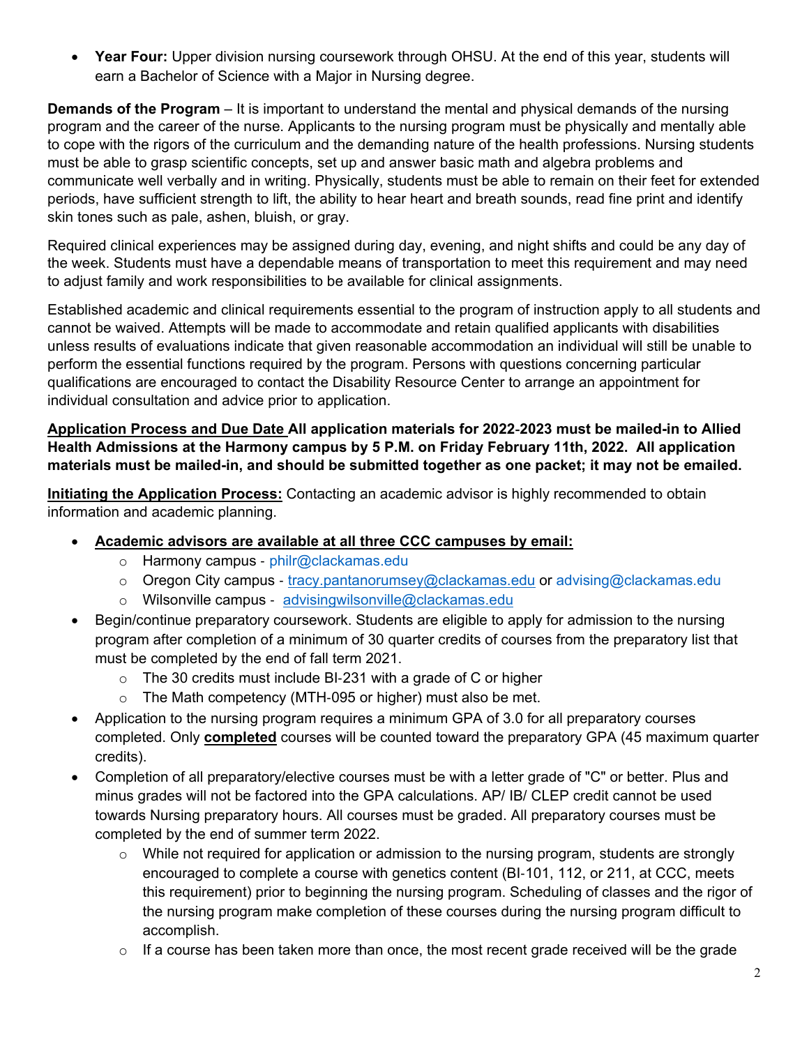- **Year Four:** Upper division nursing coursework through OHSU. At the end of this year, students will earn a Bachelor of Science with a Major in Nursing degree.

**Demands of the Program** – It is important to understand the mental and physical demands of the nursing program and the career of the nurse. Applicants to the nursing program must be physically and mentally able to cope with the rigors of the curriculum and the demanding nature of the health professions. Nursing students must be able to grasp scientific concepts, set up and answer basic math and algebra problems and communicate well verbally and in writing. Physically, students must be able to remain on their feet for extended periods, have sufficient strength to lift, the ability to hear heart and breath sounds, read fine print and identify skin tones such as pale, ashen, bluish, or gray.

Required clinical experiences may be assigned during day, evening, and night shifts and could be any day of the week. Students must have a dependable means of transportation to meet this requirement and may need to adjust family and work responsibilities to be available for clinical assignments.

Established academic and clinical requirements essential to the program of instruction apply to all students and cannot be waived. Attempts will be made to accommodate and retain qualified applicants with disabilities unless results of evaluations indicate that given reasonable accommodation an individual will still be unable to perform the essential functions required by the program. Persons with questions concerning particular qualifications are encouraged to contact the Disability Resource Center to arrange an appointment for individual consultation and advice prior to application.

**Application Process and Due Date All application materials for 2022-2023 must be mailed-in to Allied Health Admissions at the Harmony campus by 5 P.M. on Friday February 11th, 2022. All application materials must be mailed-in, and should be submitted together as one packet; it may not be emailed.**

**Initiating the Application Process:** Contacting an academic advisor is highly recommended to obtain information and academic planning.

- **Academic advisors are available at all three CCC campuses by email:**
  - Harmony campus - philr@clackamas.edu
  - Oregon City campus - tracy.pantanorumsey@clackamas.edu or advising@clackamas.edu
  - Wilsonville campus - advisingwilsonville@clackamas.edu
- Begin/continue preparatory coursework. Students are eligible to apply for admission to the nursing program after completion of a minimum of 30 quarter credits of courses from the preparatory list that must be completed by the end of fall term 2021.
  - The 30 credits must include BI-231 with a grade of C or higher
  - The Math competency (MTH-095 or higher) must also be met.
- Application to the nursing program requires a minimum GPA of 3.0 for all preparatory courses completed. Only **completed** courses will be counted toward the preparatory GPA (45 maximum quarter credits).
- Completion of all preparatory/elective courses must be with a letter grade of "C" or better. Plus and minus grades will not be factored into the GPA calculations. AP/ IB/ CLEP credit cannot be used towards Nursing preparatory hours. All courses must be graded. All preparatory courses must be completed by the end of summer term 2022.
  - While not required for application or admission to the nursing program, students are strongly encouraged to complete a course with genetics content (BI-101, 112, or 211, at CCC, meets this requirement) prior to beginning the nursing program. Scheduling of classes and the rigor of the nursing program make completion of these courses during the nursing program difficult to accomplish.
  - If a course has been taken more than once, the most recent grade received will be the grade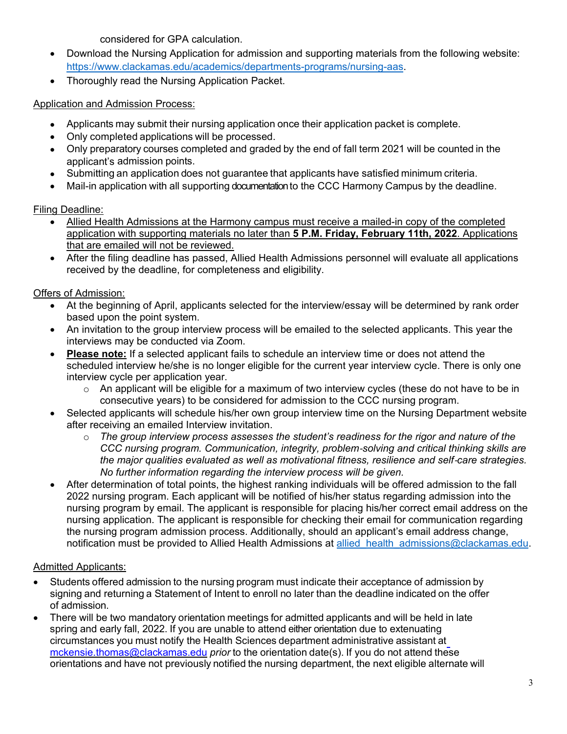considered for GPA calculation.

- Download the Nursing Application for admission and supporting materials from the following website: https://www.clackamas.edu/academics/departments-programs/nursing-aas.
- Thoroughly read the Nursing Application Packet.

Application and Admission Process:

- Applicants may submit their nursing application once their application packet is complete.
- Only completed applications will be processed.
- Only preparatory courses completed and graded by the end of fall term 2021 will be counted in the applicant's admission points.
- Submitting an application does not guarantee that applicants have satisfied minimum criteria.
- Mail-in application with all supporting documentation to the CCC Harmony Campus by the deadline.

Filing Deadline:

- Allied Health Admissions at the Harmony campus must receive a mailed-in copy of the completed application with supporting materials no later than **5 P.M. Friday, February 11th, 2022**. Applications that are emailed will not be reviewed.
- After the filing deadline has passed, Allied Health Admissions personnel will evaluate all applications received by the deadline, for completeness and eligibility.

Offers of Admission:

- At the beginning of April, applicants selected for the interview/essay will be determined by rank order based upon the point system.
- An invitation to the group interview process will be emailed to the selected applicants. This year the interviews may be conducted via Zoom.
- **Please note:** If a selected applicant fails to schedule an interview time or does not attend the scheduled interview he/she is no longer eligible for the current year interview cycle. There is only one interview cycle per application year.
  - An applicant will be eligible for a maximum of two interview cycles (these do not have to be in consecutive years) to be considered for admission to the CCC nursing program.
- Selected applicants will schedule his/her own group interview time on the Nursing Department website after receiving an emailed Interview invitation.
  - *The group interview process assesses the student's readiness for the rigor and nature of the CCC nursing program. Communication, integrity, problem-solving and critical thinking skills are the major qualities evaluated as well as motivational fitness, resilience and self-care strategies. No further information regarding the interview process will be given.*
- After determination of total points, the highest ranking individuals will be offered admission to the fall 2022 nursing program. Each applicant will be notified of his/her status regarding admission into the nursing program by email. The applicant is responsible for placing his/her correct email address on the nursing application. The applicant is responsible for checking their email for communication regarding the nursing program admission process. Additionally, should an applicant's email address change, notification must be provided to Allied Health Admissions at allied_health_admissions@clackamas.edu.

Admitted Applicants:

- Students offered admission to the nursing program must indicate their acceptance of admission by signing and returning a Statement of Intent to enroll no later than the deadline indicated on the offer of admission.
- There will be two mandatory orientation meetings for admitted applicants and will be held in late spring and early fall, 2022. If you are unable to attend either orientation due to extenuating circumstances you must notify the Health Sciences department administrative assistant at mckensie.thomas@clackamas.edu *prior* to the orientation date(s). If you do not attend these orientations and have not previously notified the nursing department, the next eligible alternate will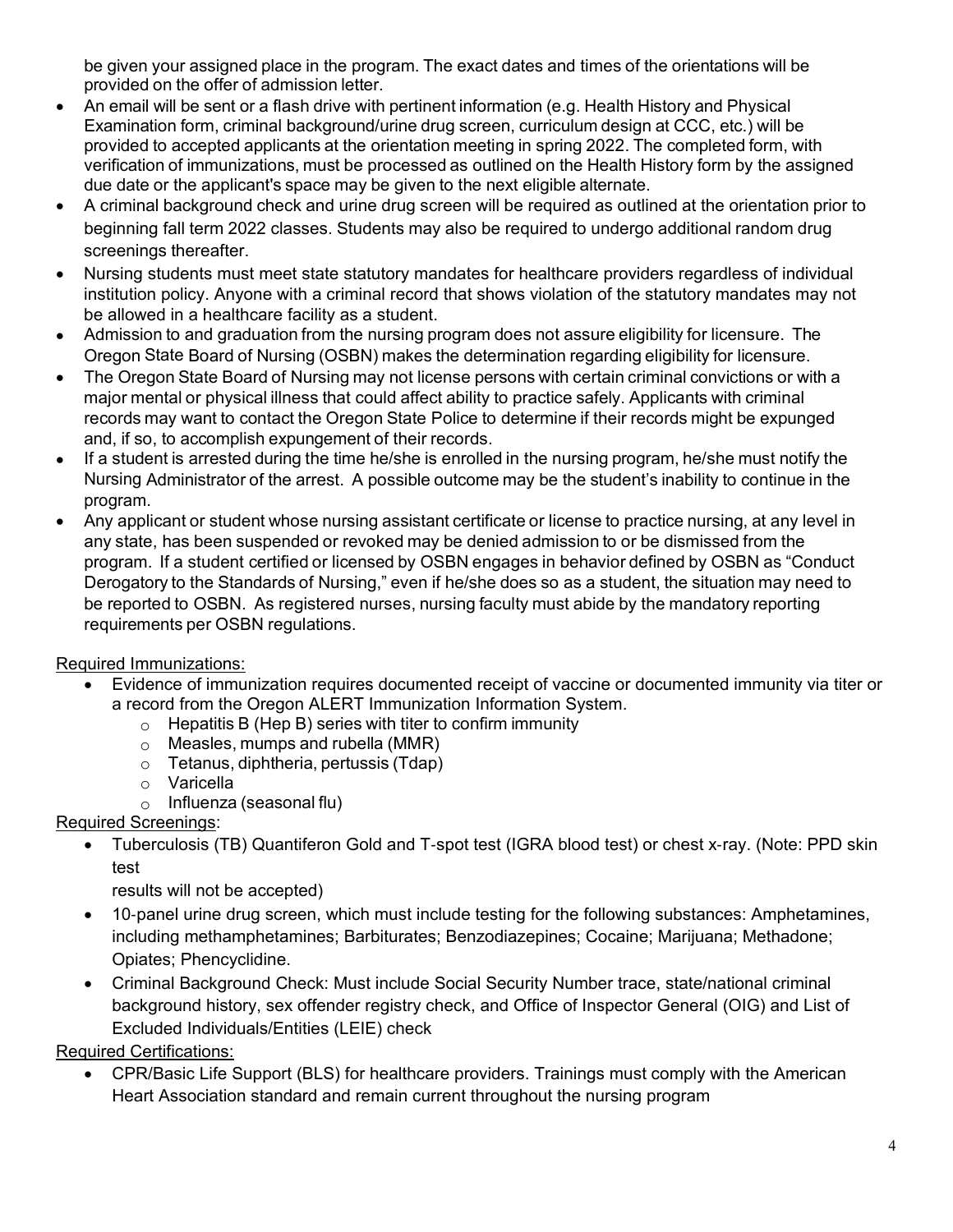be given your assigned place in the program. The exact dates and times of the orientations will be provided on the offer of admission letter.

- An email will be sent or a flash drive with pertinent information (e.g. Health History and Physical Examination form, criminal background/urine drug screen, curriculum design at CCC, etc.) will be provided to accepted applicants at the orientation meeting in spring 2022. The completed form, with verification of immunizations, must be processed as outlined on the Health History form by the assigned due date or the applicant's space may be given to the next eligible alternate.
- A criminal background check and urine drug screen will be required as outlined at the orientation prior to beginning fall term 2022 classes. Students may also be required to undergo additional random drug screenings thereafter.
- Nursing students must meet state statutory mandates for healthcare providers regardless of individual institution policy. Anyone with a criminal record that shows violation of the statutory mandates may not be allowed in a healthcare facility as a student.
- Admission to and graduation from the nursing program does not assure eligibility for licensure. The Oregon State Board of Nursing (OSBN) makes the determination regarding eligibility for licensure.
- The Oregon State Board of Nursing may not license persons with certain criminal convictions or with a major mental or physical illness that could affect ability to practice safely. Applicants with criminal records may want to contact the Oregon State Police to determine if their records might be expunged and, if so, to accomplish expungement of their records.
- If a student is arrested during the time he/she is enrolled in the nursing program, he/she must notify the Nursing Administrator of the arrest. A possible outcome may be the student's inability to continue in the program.
- Any applicant or student whose nursing assistant certificate or license to practice nursing, at any level in any state, has been suspended or revoked may be denied admission to or be dismissed from the program. If a student certified or licensed by OSBN engages in behavior defined by OSBN as "Conduct Derogatory to the Standards of Nursing," even if he/she does so as a student, the situation may need to be reported to OSBN. As registered nurses, nursing faculty must abide by the mandatory reporting requirements per OSBN regulations.

Required Immunizations:

- Evidence of immunization requires documented receipt of vaccine or documented immunity via titer or a record from the Oregon ALERT Immunization Information System.
  - Hepatitis B (Hep B) series with titer to confirm immunity
  - Measles, mumps and rubella (MMR)
  - Tetanus, diphtheria, pertussis (Tdap)
  - Varicella
  - Influenza (seasonal flu)

Required Screenings:

- Tuberculosis (TB) Quantiferon Gold and T-spot test (IGRA blood test) or chest x-ray. (Note: PPD skin test results will not be accepted)
- 10-panel urine drug screen, which must include testing for the following substances: Amphetamines, including methamphetamines; Barbiturates; Benzodiazepines; Cocaine; Marijuana; Methadone; Opiates; Phencyclidine.
- Criminal Background Check: Must include Social Security Number trace, state/national criminal background history, sex offender registry check, and Office of Inspector General (OIG) and List of Excluded Individuals/Entities (LEIE) check

Required Certifications:

- CPR/Basic Life Support (BLS) for healthcare providers. Trainings must comply with the American Heart Association standard and remain current throughout the nursing program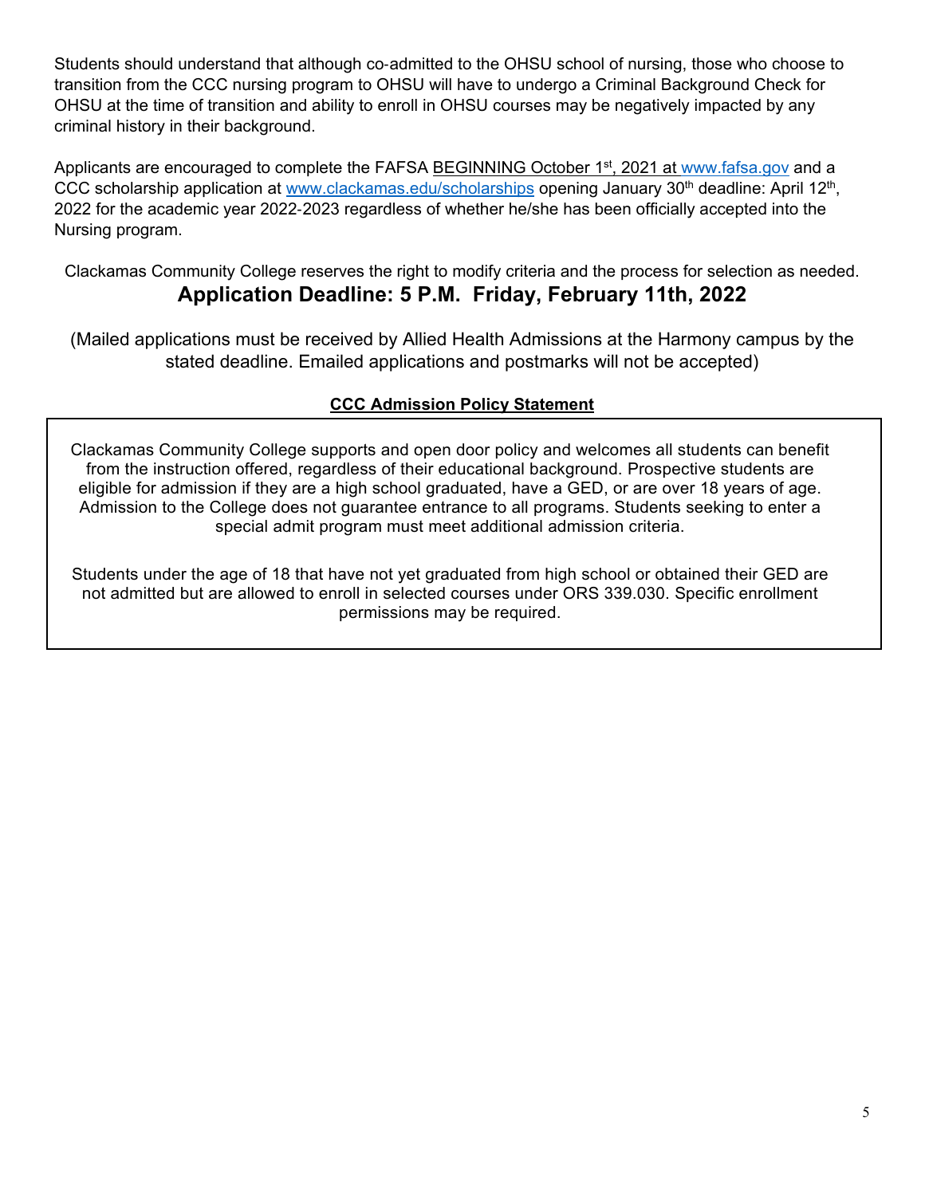Students should understand that although co-admitted to the OHSU school of nursing, those who choose to transition from the CCC nursing program to OHSU will have to undergo a Criminal Background Check for OHSU at the time of transition and ability to enroll in OHSU courses may be negatively impacted by any criminal history in their background.

Applicants are encouraged to complete the FAFSA BEGINNING October 1st, 2021 at www.fafsa.gov and a CCC scholarship application at www.clackamas.edu/scholarships opening January 30th deadline: April 12th, 2022 for the academic year 2022-2023 regardless of whether he/she has been officially accepted into the Nursing program.

Clackamas Community College reserves the right to modify criteria and the process for selection as needed.

## Application Deadline: 5 P.M. Friday, February 11th, 2022

(Mailed applications must be received by Allied Health Admissions at the Harmony campus by the stated deadline. Emailed applications and postmarks will not be accepted)

**CCC Admission Policy Statement**

Clackamas Community College supports and open door policy and welcomes all students can benefit from the instruction offered, regardless of their educational background. Prospective students are eligible for admission if they are a high school graduated, have a GED, or are over 18 years of age. Admission to the College does not guarantee entrance to all programs. Students seeking to enter a special admit program must meet additional admission criteria.

Students under the age of 18 that have not yet graduated from high school or obtained their GED are not admitted but are allowed to enroll in selected courses under ORS 339.030. Specific enrollment permissions may be required.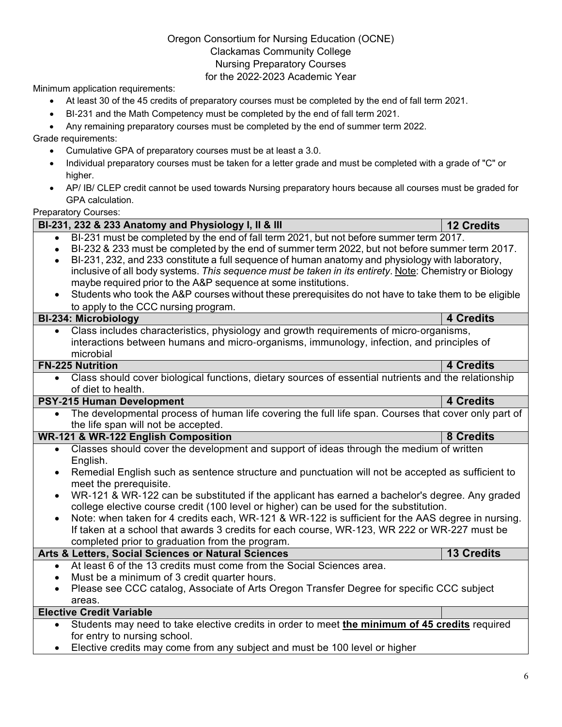Oregon Consortium for Nursing Education (OCNE)
Clackamas Community College
Nursing Preparatory Courses
for the 2022-2023 Academic Year

Minimum application requirements:

- At least 30 of the 45 credits of preparatory courses must be completed by the end of fall term 2021.
- BI-231 and the Math Competency must be completed by the end of fall term 2021.
- Any remaining preparatory courses must be completed by the end of summer term 2022.

Grade requirements:

- Cumulative GPA of preparatory courses must be at least a 3.0.
- Individual preparatory courses must be taken for a letter grade and must be completed with a grade of "C" or higher.
- AP/ IB/ CLEP credit cannot be used towards Nursing preparatory hours because all courses must be graded for GPA calculation.

Preparatory Courses:

| **BI-231, 232 & 233 Anatomy and Physiology I, II & III** | **12 Credits** |
|---|---|
| • BI-231 must be completed by the end of fall term 2021, but not before summer term 2017.<br>• BI-232 & 233 must be completed by the end of summer term 2022, but not before summer term 2017.<br>• BI-231, 232, and 233 constitute a full sequence of human anatomy and physiology with laboratory, inclusive of all body systems. *This sequence must be taken in its entirety*. <u>Note</u>: Chemistry or Biology maybe required prior to the A&P sequence at some institutions.<br>• Students who took the A&P courses without these prerequisites do not have to take them to be eligible to apply to the CCC nursing program. | |
| **BI-234: Microbiology** | **4 Credits** |
| • Class includes characteristics, physiology and growth requirements of micro-organisms, interactions between humans and micro-organisms, immunology, infection, and principles of microbial | |
| **FN-225 Nutrition** | **4 Credits** |
| • Class should cover biological functions, dietary sources of essential nutrients and the relationship of diet to health. | |
| **PSY-215 Human Development** | **4 Credits** |
| • The developmental process of human life covering the full life span. Courses that cover only part of the life span will not be accepted. | |
| **WR-121 & WR-122 English Composition** | **8 Credits** |
| • Classes should cover the development and support of ideas through the medium of written English.<br>• Remedial English such as sentence structure and punctuation will not be accepted as sufficient to meet the prerequisite.<br>• WR-121 & WR-122 can be substituted if the applicant has earned a bachelor's degree. Any graded college elective course credit (100 level or higher) can be used for the substitution.<br>• Note: when taken for 4 credits each, WR-121 & WR-122 is sufficient for the AAS degree in nursing. If taken at a school that awards 3 credits for each course, WR-123, WR 222 or WR-227 must be completed prior to graduation from the program. | |
| **Arts & Letters, Social Sciences or Natural Sciences** | **13 Credits** |
| • At least 6 of the 13 credits must come from the Social Sciences area.<br>• Must be a minimum of 3 credit quarter hours.<br>• Please see CCC catalog, Associate of Arts Oregon Transfer Degree for specific CCC subject areas. | |
| **Elective Credit Variable** | |
| • Students may need to take elective credits in order to meet **<u>the minimum of 45 credits</u>** required for entry to nursing school.<br>• Elective credits may come from any subject and must be 100 level or higher | |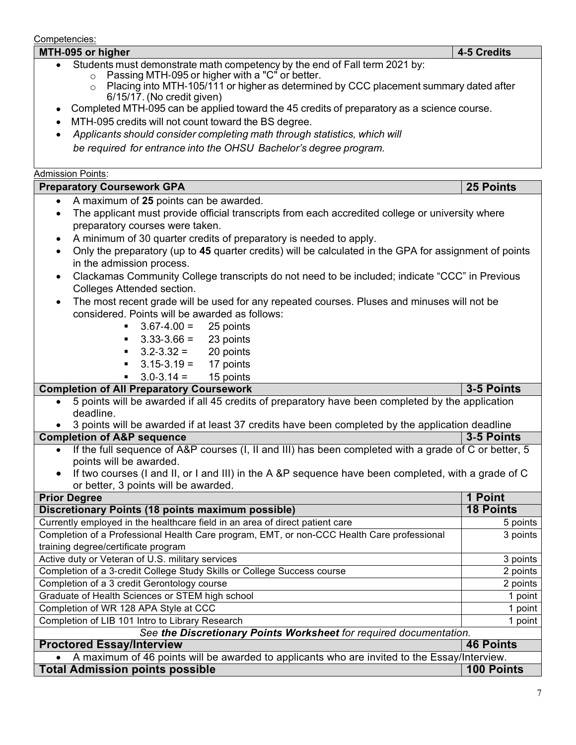Competencies:

| MTH-095 or higher | 4-5 Credits |
|---|---|

- Students must demonstrate math competency by the end of Fall term 2021 by:
  - Passing MTH-095 or higher with a "C" or better.
  - Placing into MTH-105/111 or higher as determined by CCC placement summary dated after 6/15/17. (No credit given)
- Completed MTH-095 can be applied toward the 45 credits of preparatory as a science course.
- MTH-095 credits will not count toward the BS degree.
- *Applicants should consider completing math through statistics, which will be required for entrance into the OHSU Bachelor's degree program.*

Admission Points:

| Preparatory Coursework GPA | 25 Points |
|---|---|

- A maximum of **25** points can be awarded.
- The applicant must provide official transcripts from each accredited college or university where preparatory courses were taken.
- A minimum of 30 quarter credits of preparatory is needed to apply.
- Only the preparatory (up to **45** quarter credits) will be calculated in the GPA for assignment of points in the admission process.
- Clackamas Community College transcripts do not need to be included; indicate "CCC" in Previous Colleges Attended section.
- The most recent grade will be used for any repeated courses. Pluses and minuses will not be considered. Points will be awarded as follows:
  - 3.67-4.00 = 25 points
  - 3.33-3.66 = 23 points
  - 3.2-3.32 = 20 points
  - 3.15-3.19 = 17 points
  - 3.0-3.14 = 15 points

| Completion of All Preparatory Coursework | 3-5 Points |
|---|---|

- 5 points will be awarded if all 45 credits of preparatory have been completed by the application deadline.
- 3 points will be awarded if at least 37 credits have been completed by the application deadline

| Completion of A&P sequence | 3-5 Points |
|---|---|

- If the full sequence of A&P courses (I, II and III) has been completed with a grade of C or better, 5 points will be awarded.
- If two courses (I and II, or I and III) in the A &P sequence have been completed, with a grade of C or better, 3 points will be awarded.

| Prior Degree | 1 Point |
|---|---|
| **Discretionary Points (18 points maximum possible)** | **18 Points** |
| Currently employed in the healthcare field in an area of direct patient care | 5 points |
| Completion of a Professional Health Care program, EMT, or non-CCC Health Care professional training degree/certificate program | 3 points |
| Active duty or Veteran of U.S. military services | 3 points |
| Completion of a 3-credit College Study Skills or College Success course | 2 points |
| Completion of a 3 credit Gerontology course | 2 points |
| Graduate of Health Sciences or STEM high school | 1 point |
| Completion of WR 128 APA Style at CCC | 1 point |
| Completion of LIB 101 Intro to Library Research | 1 point |

*See **the Discretionary Points Worksheet** for required documentation.*

| Proctored Essay/Interview | 46 Points |
|---|---|

- A maximum of 46 points will be awarded to applicants who are invited to the Essay/Interview.

| Total Admission points possible | 100 Points |
|---|---|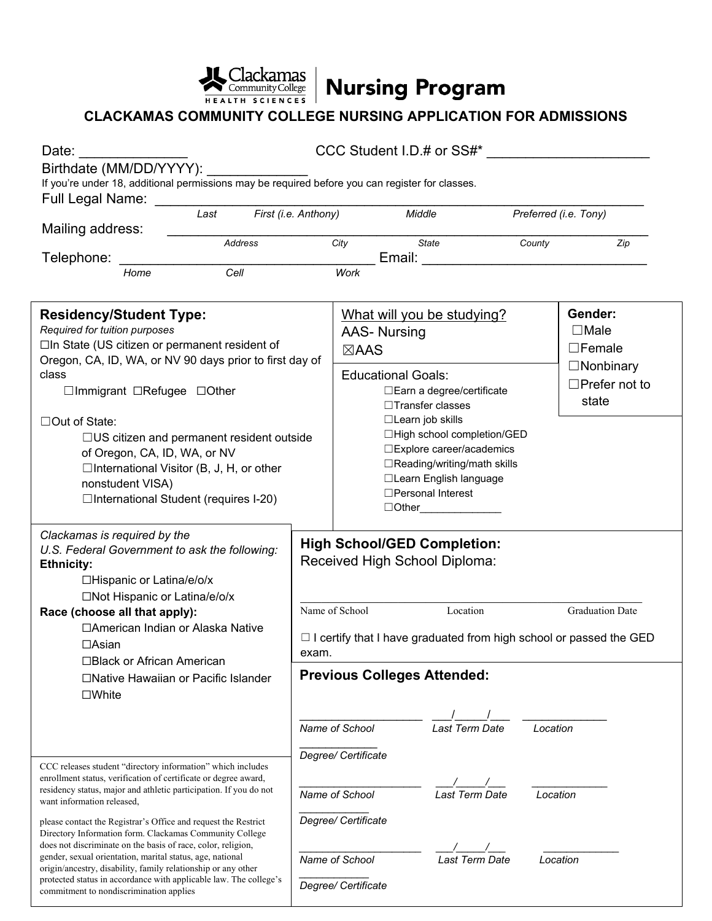Clackamas Community College HEALTH SCIENCES | Nursing Program

## CLACKAMAS COMMUNITY COLLEGE NURSING APPLICATION FOR ADMISSIONS

Date: ______________ CCC Student I.D.# or SS#* _____________________

Birthdate (MM/DD/YYYY): _____________

If you're under 18, additional permissions may be required before you can register for classes.

Full Legal Name: ______________________________________________________________

*Last First (i.e. Anthony) Middle Preferred (i.e. Tony)*

Mailing address: ______________________________________________________________

*Address City State County Zip*

Telephone: _________________________________ Email: _____________________________

*Home Cell Work*

**Residency/Student Type:**

*Required for tuition purposes*

☐In State (US citizen or permanent resident of Oregon, CA, ID, WA, or NV 90 days prior to first day of class

☐Immigrant ☐Refugee ☐Other

☐Out of State:

☐US citizen and permanent resident outside of Oregon, CA, ID, WA, or NV

☐International Visitor (B, J, H, or other nonstudent VISA)

☐International Student (requires I-20)

What will you be studying?

AAS- Nursing

☒AAS

Educational Goals:

- ☐Earn a degree/certificate
- ☐Transfer classes
- ☐Learn job skills
- ☐High school completion/GED
- ☐Explore career/academics
- ☐Reading/writing/math skills
- ☐Learn English language
- ☐Personal Interest
- ☐Other______________

**Gender:**

- ☐Male
- ☐Female
- ☐Nonbinary
- ☐Prefer not to state

*Clackamas is required by the U.S. Federal Government to ask the following:*

**Ethnicity:**

- ☐Hispanic or Latina/e/o/x
- ☐Not Hispanic or Latina/e/o/x

**Race (choose all that apply):**

- ☐American Indian or Alaska Native
- ☐Asian
- ☐Black or African American
- ☐Native Hawaiian or Pacific Islander
- ☐White

CCC releases student "directory information" which includes enrollment status, verification of certificate or degree award, residency status, major and athletic participation. If you do not want information released,

please contact the Registrar's Office and request the Restrict Directory Information form. Clackamas Community College does not discriminate on the basis of race, color, religion, gender, sexual orientation, marital status, age, national origin/ancestry, disability, family relationship or any other protected status in accordance with applicable law. The college's commitment to nondiscrimination applies

**High School/GED Completion:**

Received High School Diploma:

_____________________________________________________________

Name of School Location Graduation Date

☐ I certify that I have graduated from high school or passed the GED exam.

**Previous Colleges Attended:**

___________________ ___/_____/___ _____________

*Name of School Last Term Date Location*

_____________

*Degree/ Certificate*

___________________ ___/_____/___ _____________

*Name of School Last Term Date Location*

_____________

*Degree/ Certificate*

___________________ ___/_____/___ _____________

*Name of School Last Term Date Location*

_____________

*Degree/ Certificate*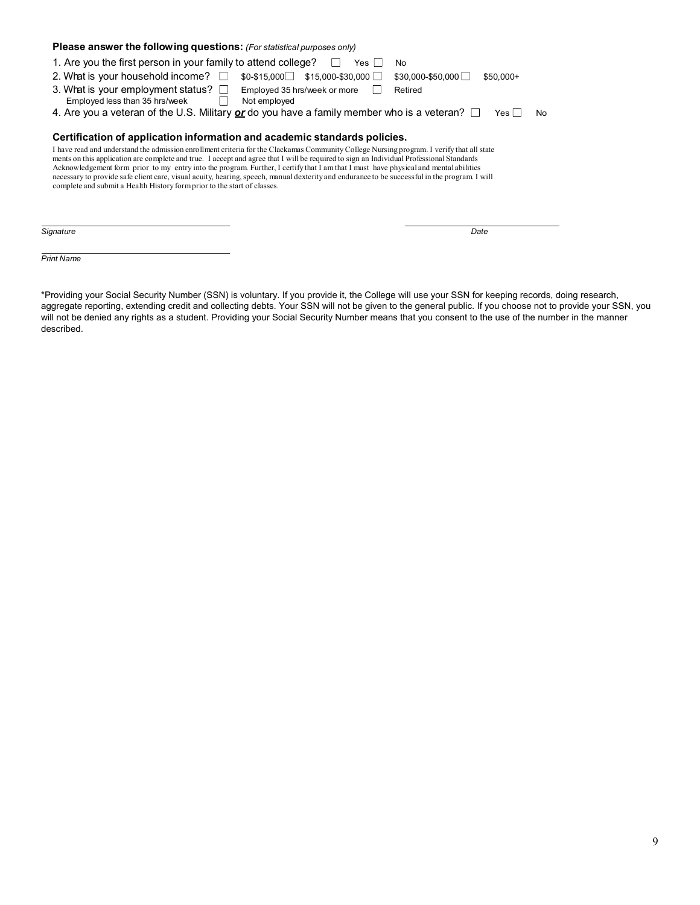**Please answer the following questions:** *(For statistical purposes only)*

1. Are you the first person in your family to attend college? ☐ Yes ☐ No
2. What is your household income? ☐ $0-$15,000 ☐ $15,000-$30,000 ☐ $30,000-$50,000 ☐ $50,000+
3. What is your employment status? ☐ Employed 35 hrs/week or more ☐ Retired ☐ Employed less than 35 hrs/week ☐ Not employed
4. Are you a veteran of the U.S. Military ***or*** do you have a family member who is a veteran? ☐ Yes ☐ No

**Certification of application information and academic standards policies.**

I have read and understand the admission enrollment criteria for the Clackamas Community College Nursing program. I verify that all state ments on this application are complete and true. I accept and agree that I will be required to sign an Individual Professional Standards Acknowledgement form prior to my entry into the program. Further, I certify that I am that I must have physical and mental abilities necessary to provide safe client care, visual acuity, hearing, speech, manual dexterity and endurance to be successful in the program. I will complete and submit a Health History form prior to the start of classes.

______________________________ ______________________________

*Signature* *Date*

______________________________

*Print Name*

*Providing your Social Security Number (SSN) is voluntary. If you provide it, the College will use your SSN for keeping records, doing research, aggregate reporting, extending credit and collecting debts. Your SSN will not be given to the general public. If you choose not to provide your SSN, you will not be denied any rights as a student. Providing your Social Security Number means that you consent to the use of the number in the manner described.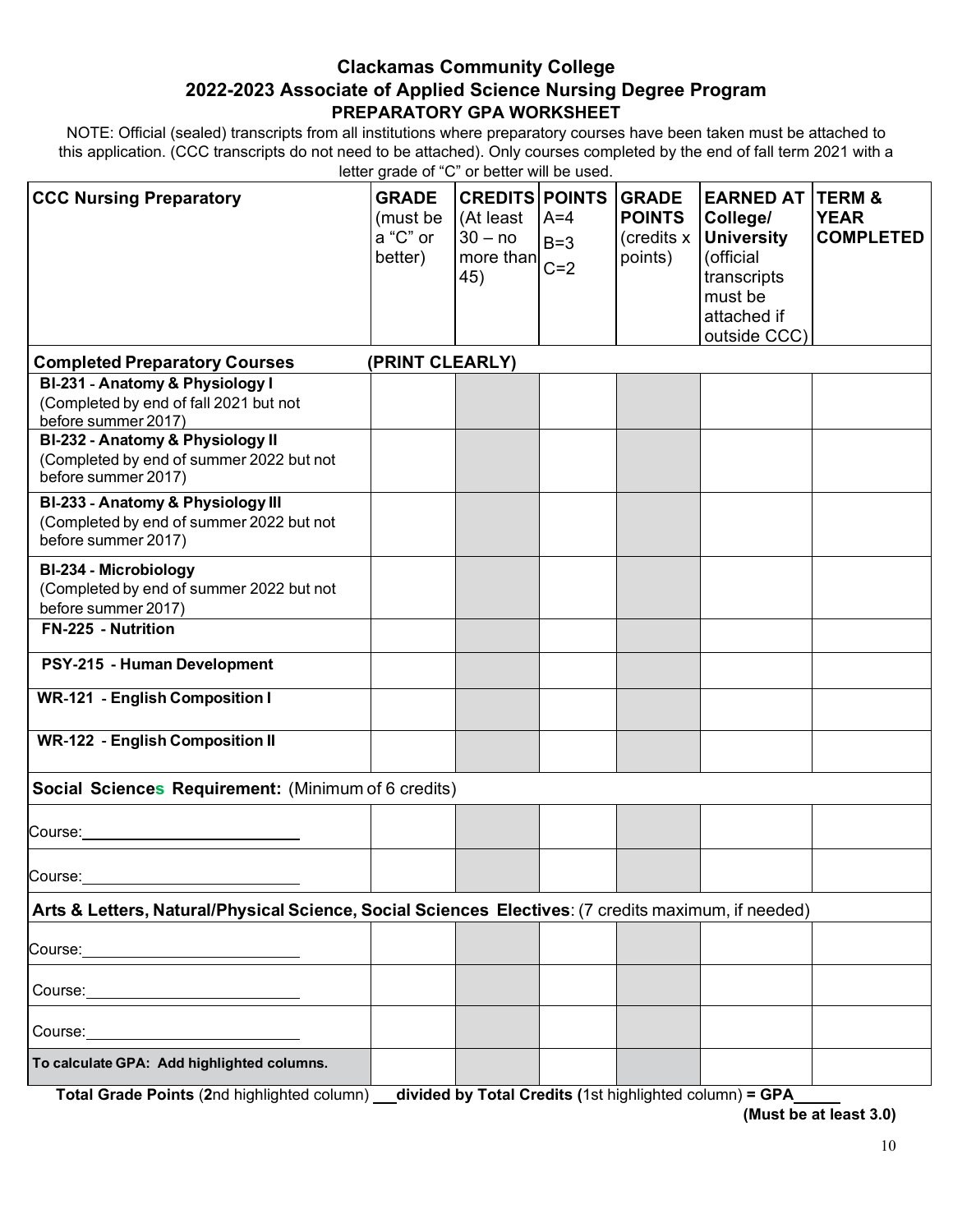## Clackamas Community College
## 2022-2023 Associate of Applied Science Nursing Degree Program
### PREPARATORY GPA WORKSHEET

NOTE: Official (sealed) transcripts from all institutions where preparatory courses have been taken must be attached to this application. (CCC transcripts do not need to be attached). Only courses completed by the end of fall term 2021 with a letter grade of "C" or better will be used.

| **CCC Nursing Preparatory** | **GRADE** (must be a "C" or better) | **CREDITS** (At least 30 – no more than 45) | **POINTS** A=4 B=3 C=2 | **GRADE POINTS** (credits x points) | **EARNED AT College/ University** (official transcripts must be attached if outside CCC) | **TERM & YEAR COMPLETED** |
|---|---|---|---|---|---|---|
| **Completed Preparatory Courses** | **(PRINT CLEARLY)** | | | | | |
| **BI-231 - Anatomy & Physiology I** (Completed by end of fall 2021 but not before summer 2017) | | | | | | |
| **BI-232 - Anatomy & Physiology II** (Completed by end of summer 2022 but not before summer 2017) | | | | | | |
| **BI-233 - Anatomy & Physiology III** (Completed by end of summer 2022 but not before summer 2017) | | | | | | |
| **BI-234 - Microbiology** (Completed by end of summer 2022 but not before summer 2017) | | | | | | |
| **FN-225 - Nutrition** | | | | | | |
| **PSY-215 - Human Development** | | | | | | |
| **WR-121 - English Composition I** | | | | | | |
| **WR-122 - English Composition II** | | | | | | |
| **Social Sciences Requirement:** (Minimum of 6 credits) | | | | | | |
| Course:\_\_\_\_\_\_\_\_\_\_\_\_\_\_\_\_\_\_\_\_ | | | | | | |
| Course:\_\_\_\_\_\_\_\_\_\_\_\_\_\_\_\_\_\_\_\_ | | | | | | |
| **Arts & Letters, Natural/Physical Science, Social Sciences Electives**: (7 credits maximum, if needed) | | | | | | |
| Course:\_\_\_\_\_\_\_\_\_\_\_\_\_\_\_\_\_\_\_\_ | | | | | | |
| Course:\_\_\_\_\_\_\_\_\_\_\_\_\_\_\_\_\_\_\_\_ | | | | | | |
| Course:\_\_\_\_\_\_\_\_\_\_\_\_\_\_\_\_\_\_\_\_ | | | | | | |
| **To calculate GPA: Add highlighted columns.** | | | | | | |

**Total Grade Points** (**2**nd highlighted column) \_\_\_**divided by Total Credits (**1st highlighted column) **= GPA**\_\_\_\_\_\_

**(Must be at least 3.0)**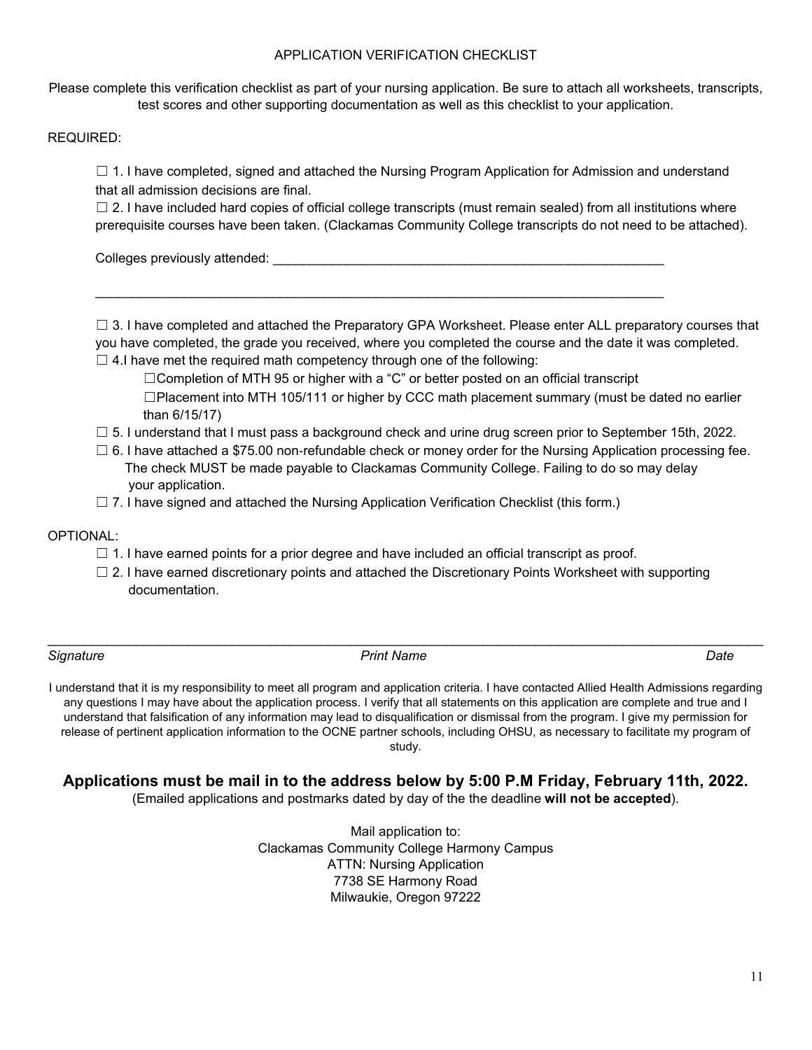## APPLICATION VERIFICATION CHECKLIST

Please complete this verification checklist as part of your nursing application. Be sure to attach all worksheets, transcripts, test scores and other supporting documentation as well as this checklist to your application.

REQUIRED:

☐ 1. I have completed, signed and attached the Nursing Program Application for Admission and understand that all admission decisions are final.

☐ 2. I have included hard copies of official college transcripts (must remain sealed) from all institutions where prerequisite courses have been taken. (Clackamas Community College transcripts do not need to be attached).

Colleges previously attended: ________________________________________________________

________________________________________________________________________________

☐ 3. I have completed and attached the Preparatory GPA Worksheet. Please enter ALL preparatory courses that you have completed, the grade you received, where you completed the course and the date it was completed.

☐ 4.I have met the required math competency through one of the following:

- ☐Completion of MTH 95 or higher with a "C" or better posted on an official transcript
- ☐Placement into MTH 105/111 or higher by CCC math placement summary (must be dated no earlier than 6/15/17)

☐ 5. I understand that I must pass a background check and urine drug screen prior to September 15th, 2022.

☐ 6. I have attached a $75.00 non-refundable check or money order for the Nursing Application processing fee. The check MUST be made payable to Clackamas Community College. Failing to do so may delay your application.

☐ 7. I have signed and attached the Nursing Application Verification Checklist (this form.)

OPTIONAL:

☐ 1. I have earned points for a prior degree and have included an official transcript as proof.

☐ 2. I have earned discretionary points and attached the Discretionary Points Worksheet with supporting documentation.

____________________________________________________________________________________________

*Signature* *Print Name* *Date*

I understand that it is my responsibility to meet all program and application criteria. I have contacted Allied Health Admissions regarding any questions I may have about the application process. I verify that all statements on this application are complete and true and I understand that falsification of any information may lead to disqualification or dismissal from the program. I give my permission for release of pertinent application information to the OCNE partner schools, including OHSU, as necessary to facilitate my program of study.

**Applications must be mail in to the address below by 5:00 P.M Friday, February 11th, 2022.**

(Emailed applications and postmarks dated by day of the the deadline **will not be accepted**).

Mail application to:
Clackamas Community College Harmony Campus
ATTN: Nursing Application
7738 SE Harmony Road
Milwaukie, Oregon 97222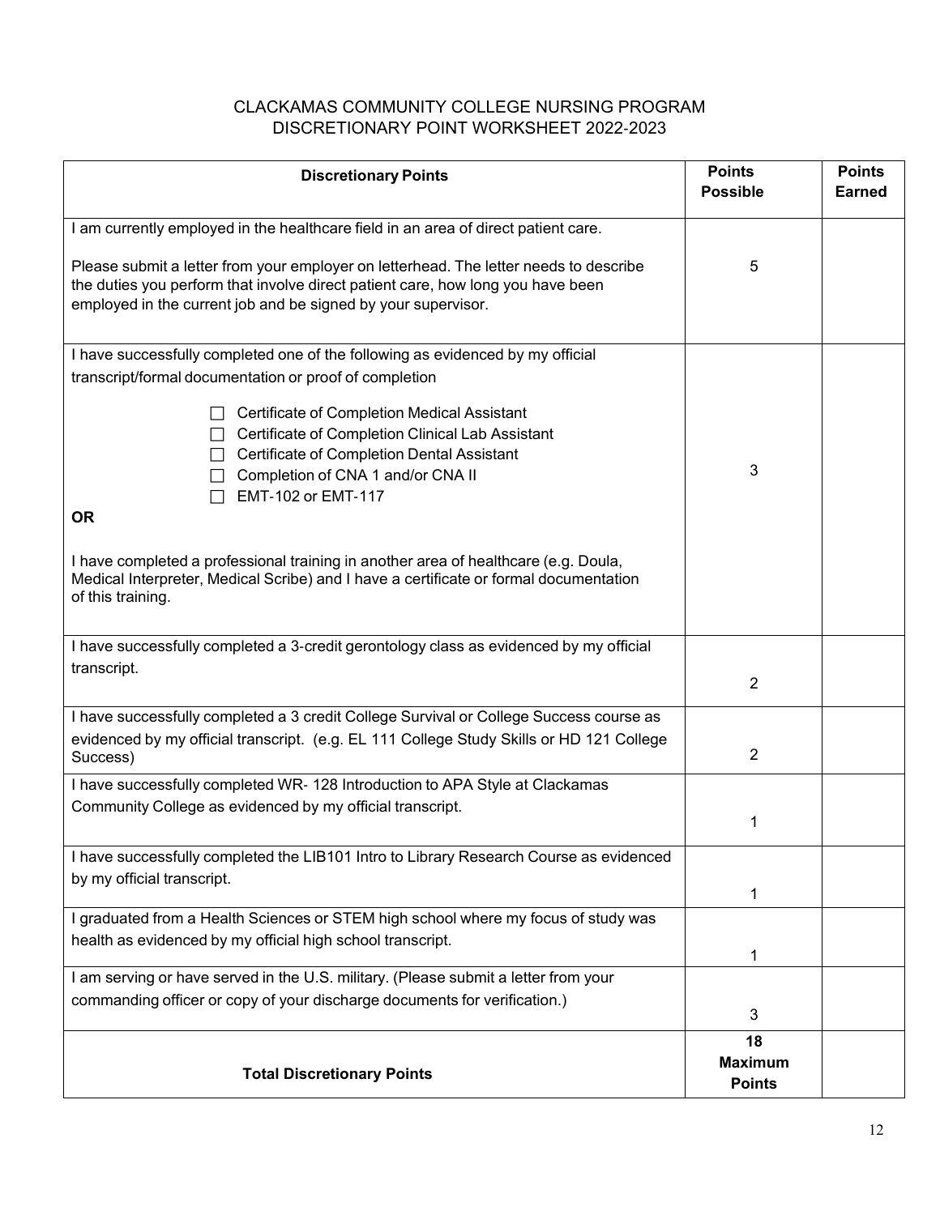# CLACKAMAS COMMUNITY COLLEGE NURSING PROGRAM
## DISCRETIONARY POINT WORKSHEET 2022-2023

| Discretionary Points | Points Possible | Points Earned |
|---|---|---|
| I am currently employed in the healthcare field in an area of direct patient care.<br><br>Please submit a letter from your employer on letterhead. The letter needs to describe the duties you perform that involve direct patient care, how long you have been employed in the current job and be signed by your supervisor. | 5 | |
| I have successfully completed one of the following as evidenced by my official transcript/formal documentation or proof of completion<br><br>☐ Certificate of Completion Medical Assistant<br>☐ Certificate of Completion Clinical Lab Assistant<br>☐ Certificate of Completion Dental Assistant<br>☐ Completion of CNA 1 and/or CNA II<br>☐ EMT-102 or EMT-117<br><br>**OR**<br><br>I have completed a professional training in another area of healthcare (e.g. Doula, Medical Interpreter, Medical Scribe) and I have a certificate or formal documentation of this training. | 3 | |
| I have successfully completed a 3-credit gerontology class as evidenced by my official transcript. | 2 | |
| I have successfully completed a 3 credit College Survival or College Success course as evidenced by my official transcript. (e.g. EL 111 College Study Skills or HD 121 College Success) | 2 | |
| I have successfully completed WR- 128 Introduction to APA Style at Clackamas Community College as evidenced by my official transcript. | 1 | |
| I have successfully completed the LIB101 Intro to Library Research Course as evidenced by my official transcript. | 1 | |
| I graduated from a Health Sciences or STEM high school where my focus of study was health as evidenced by my official high school transcript. | 1 | |
| I am serving or have served in the U.S. military. (Please submit a letter from your commanding officer or copy of your discharge documents for verification.) | 3 | |
| **Total Discretionary Points** | **18 Maximum Points** | |